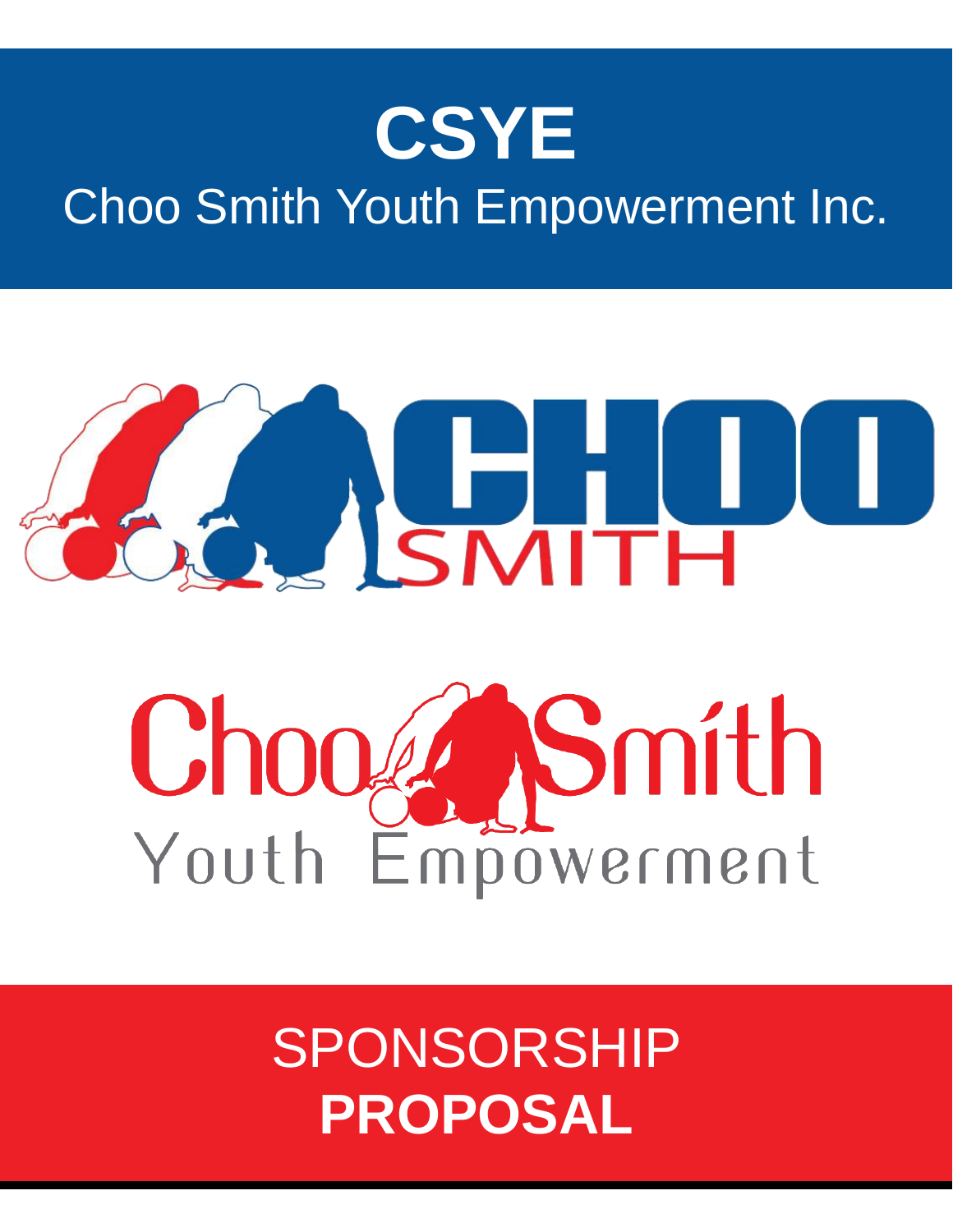# CSYE

## Choo Smith Youth Empowerment Inc.

# SPONSORSHIP **PROPOSAL**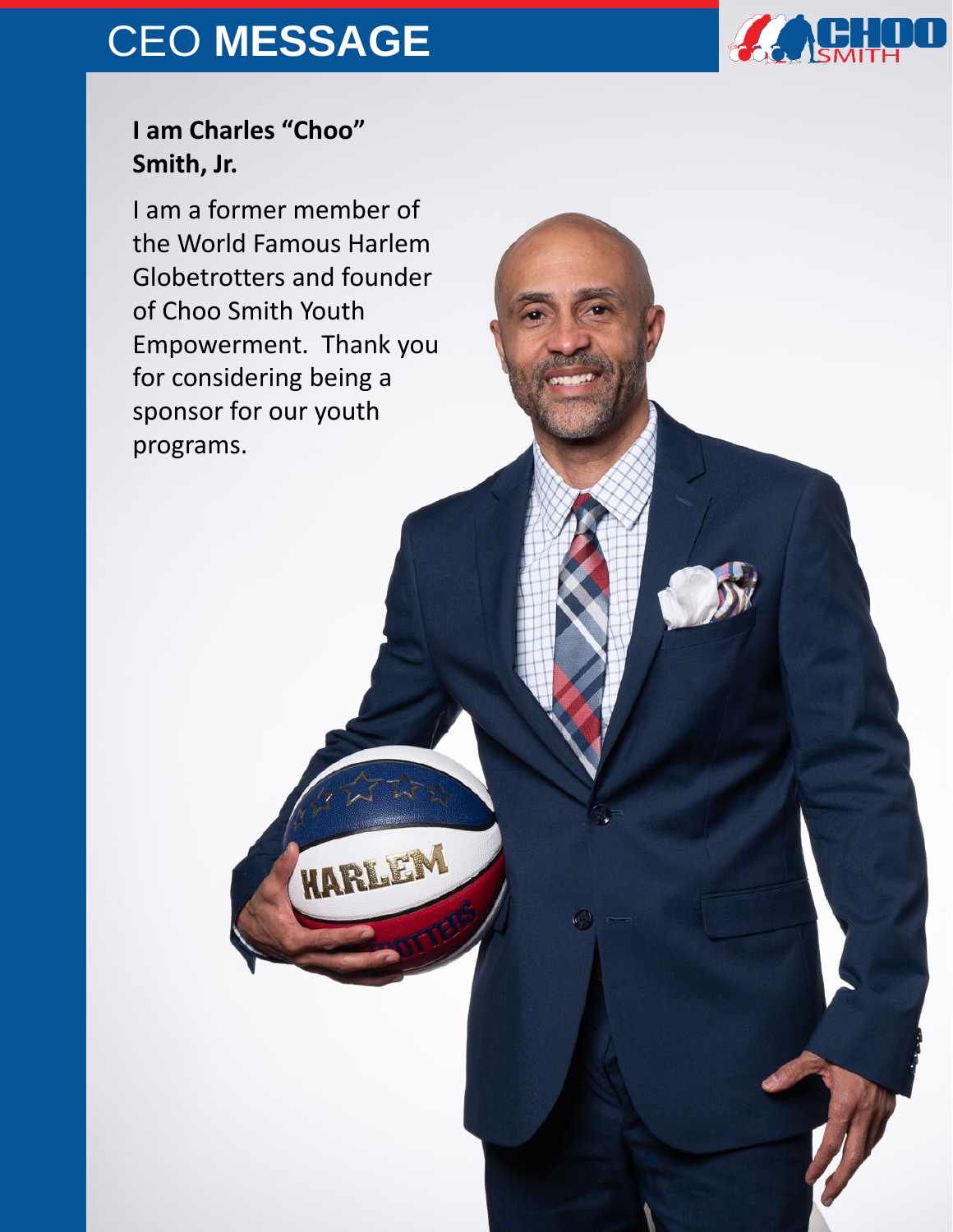# CEO MESSAGE

**I am Charles "Choo" Smith, Jr.**

I am a former member of the World Famous Harlem Globetrotters and founder of Choo Smith Youth Empowerment. Thank you for considering being a sponsor for our youth programs.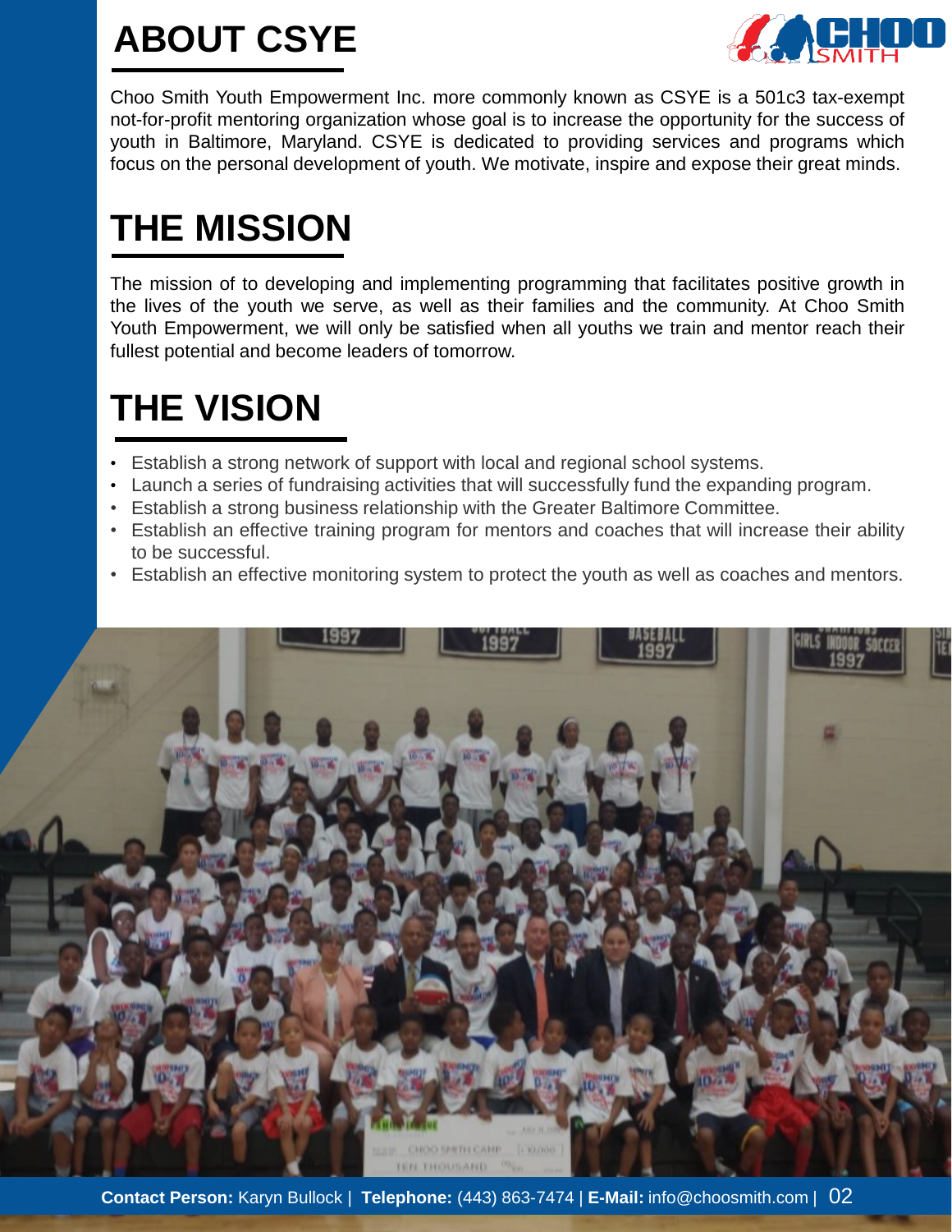# ABOUT CSYE

Choo Smith Youth Empowerment Inc. more commonly known as CSYE is a 501c3 tax-exempt not-for-profit mentoring organization whose goal is to increase the opportunity for the success of youth in Baltimore, Maryland. CSYE is dedicated to providing services and programs which focus on the personal development of youth. We motivate, inspire and expose their great minds.

# THE MISSION

The mission of to developing and implementing programming that facilitates positive growth in the lives of the youth we serve, as well as their families and the community. At Choo Smith Youth Empowerment, we will only be satisfied when all youths we train and mentor reach their fullest potential and become leaders of tomorrow.

# THE VISION

- Establish a strong network of support with local and regional school systems.
- Launch a series of fundraising activities that will successfully fund the expanding program.
- Establish a strong business relationship with the Greater Baltimore Committee.
- Establish an effective training program for mentors and coaches that will increase their ability to be successful.
- Establish an effective monitoring system to protect the youth as well as coaches and mentors.

**Contact Person:** Karyn Bullock | **Telephone:** (443) 863-7474 | **E-Mail:** info@choosmith.com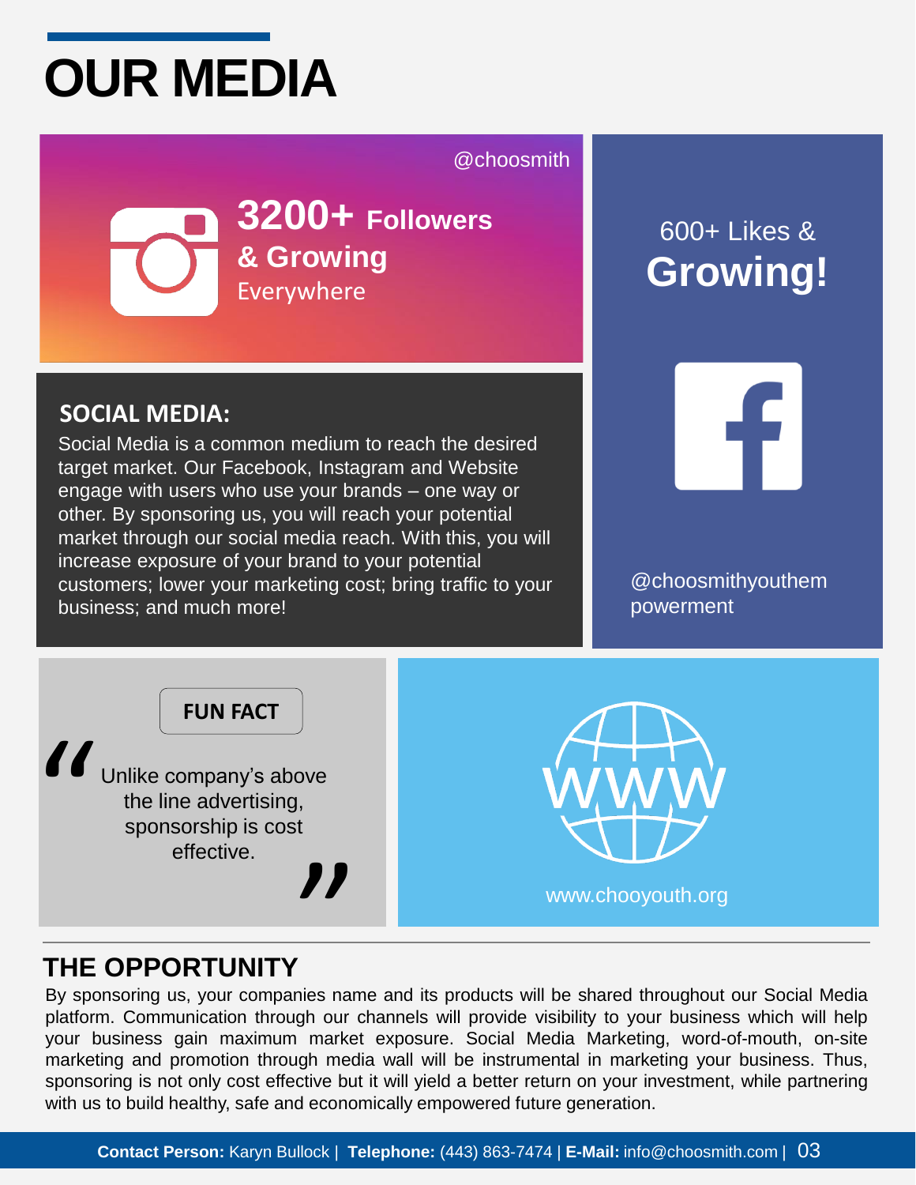# OUR MEDIA

@choosmith

**3200+ Followers & Growing**
Everywhere

600+ Likes &
**Growing!**

## SOCIAL MEDIA:

Social Media is a common medium to reach the desired target market. Our Facebook, Instagram and Website engage with users who use your brands – one way or other. By sponsoring us, you will reach your potential market through our social media reach. With this, you will increase exposure of your brand to your potential customers; lower your marketing cost; bring traffic to your business; and much more!

@choosmithyouthempowerment

**FUN FACT**

"Unlike company's above the line advertising, sponsorship is cost effective."

WWW

www.chooyouth.org

## THE OPPORTUNITY

By sponsoring us, your companies name and its products will be shared throughout our Social Media platform. Communication through our channels will provide visibility to your business which will help your business gain maximum market exposure. Social Media Marketing, word-of-mouth, on-site marketing and promotion through media wall will be instrumental in marketing your business. Thus, sponsoring is not only cost effective but it will yield a better return on your investment, while partnering with us to build healthy, safe and economically empowered future generation.

**Contact Person:** Karyn Bullock | **Telephone:** (443) 863-7474 | **E-Mail:** info@choosmith.com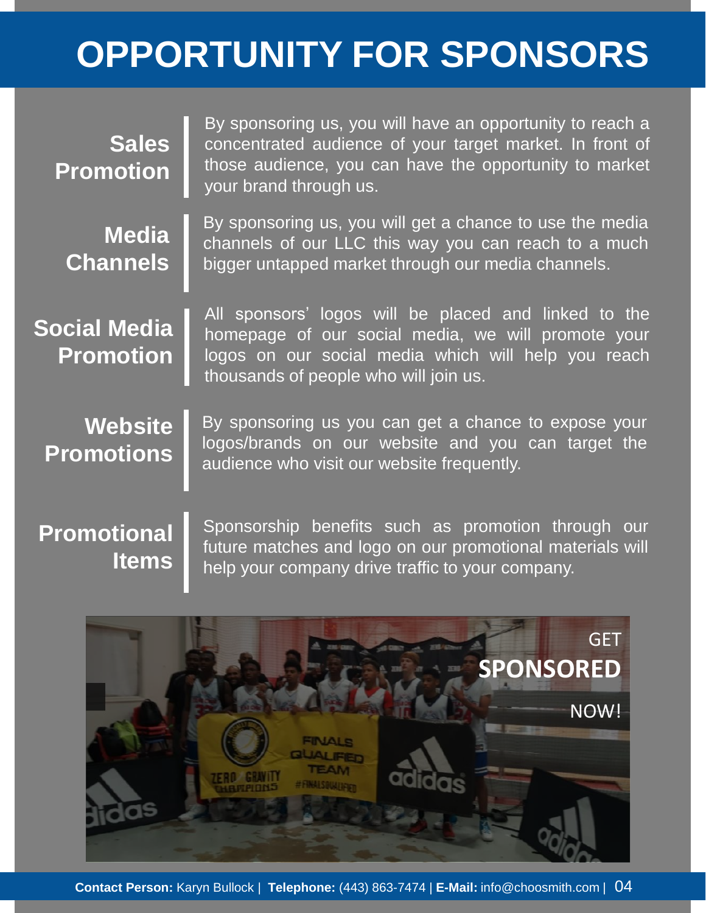# OPPORTUNITY FOR SPONSORS

**Sales Promotion**

By sponsoring us, you will have an opportunity to reach a concentrated audience of your target market. In front of those audience, you can have the opportunity to market your brand through us.

**Media Channels**

By sponsoring us, you will get a chance to use the media channels of our LLC this way you can reach to a much bigger untapped market through our media channels.

**Social Media Promotion**

All sponsors' logos will be placed and linked to the homepage of our social media, we will promote your logos on our social media which will help you reach thousands of people who will join us.

**Website Promotions**

By sponsoring us you can get a chance to expose your logos/brands on our website and you can target the audience who visit our website frequently.

**Promotional Items**

Sponsorship benefits such as promotion through our future matches and logo on our promotional materials will help your company drive traffic to your company.

GET **SPONSORED** NOW!

**Contact Person:** Karyn Bullock | **Telephone:** (443) 863-7474 | **E-Mail:** info@choosmith.com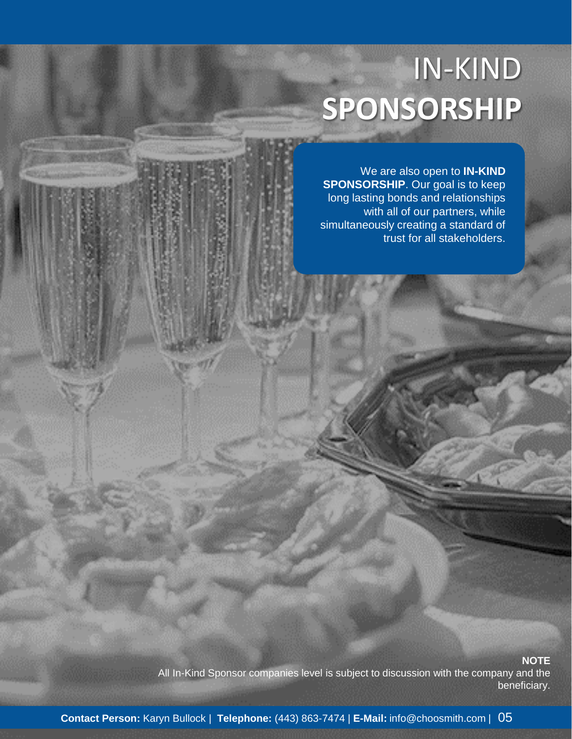# IN-KIND **SPONSORSHIP**

We are also open to **IN-KIND SPONSORSHIP**. Our goal is to keep long lasting bonds and relationships with all of our partners, while simultaneously creating a standard of trust for all stakeholders.

**NOTE**

All In-Kind Sponsor companies level is subject to discussion with the company and the beneficiary.

**Contact Person:** Karyn Bullock | **Telephone:** (443) 863-7474 | **E-Mail:** info@choosmith.com |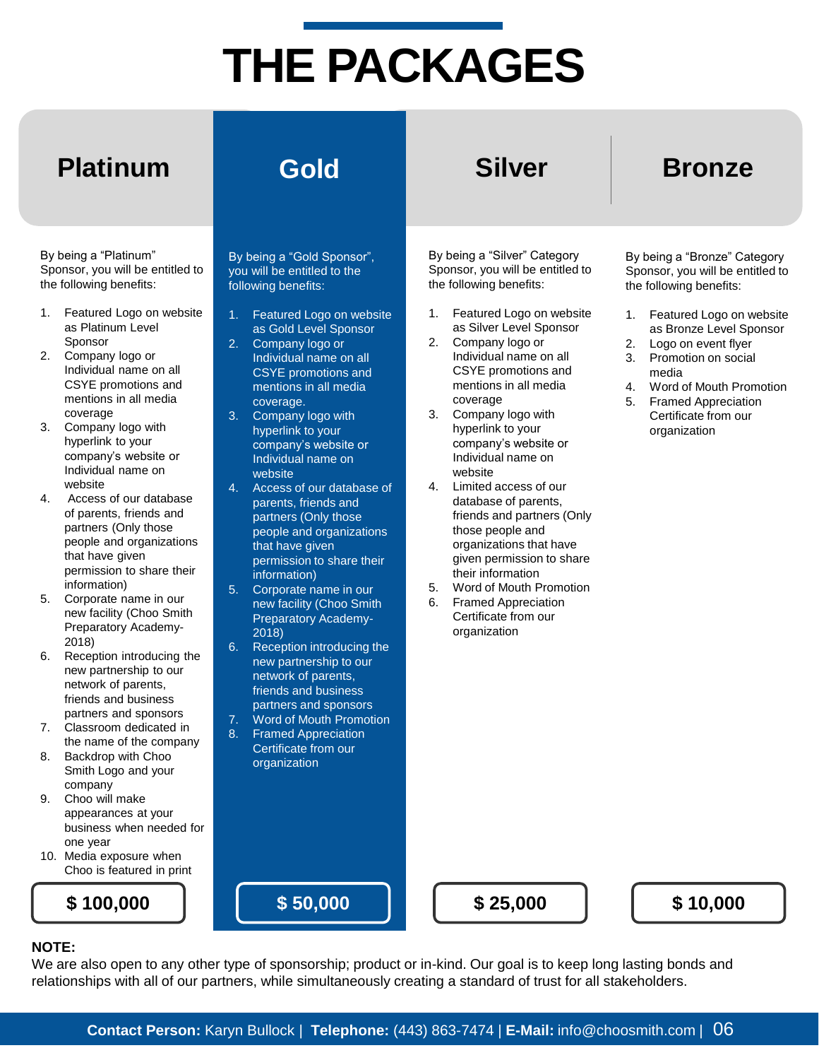# THE PACKAGES

## Platinum

By being a "Platinum" Sponsor, you will be entitled to the following benefits:

1. Featured Logo on website as Platinum Level Sponsor
2. Company logo or Individual name on all CSYE promotions and mentions in all media coverage
3. Company logo with hyperlink to your company's website or Individual name on website
4. Access of our database of parents, friends and partners (Only those people and organizations that have given permission to share their information)
5. Corporate name in our new facility (Choo Smith Preparatory Academy-2018)
6. Reception introducing the new partnership to our network of parents, friends and business partners and sponsors
7. Classroom dedicated in the name of the company
8. Backdrop with Choo Smith Logo and your company
9. Choo will make appearances at your business when needed for one year
10. Media exposure when Choo is featured in print

**$ 100,000**

## Gold

By being a "Gold Sponsor", you will be entitled to the following benefits:

1. Featured Logo on website as Gold Level Sponsor
2. Company logo or Individual name on all CSYE promotions and mentions in all media coverage.
3. Company logo with hyperlink to your company's website or Individual name on website
4. Access of our database of parents, friends and partners (Only those people and organizations that have given permission to share their information)
5. Corporate name in our new facility (Choo Smith Preparatory Academy-2018)
6. Reception introducing the new partnership to our network of parents, friends and business partners and sponsors
7. Word of Mouth Promotion
8. Framed Appreciation Certificate from our organization

**$ 50,000**

## Silver

By being a "Silver" Category Sponsor, you will be entitled to the following benefits:

1. Featured Logo on website as Silver Level Sponsor
2. Company logo or Individual name on all CSYE promotions and mentions in all media coverage
3. Company logo with hyperlink to your company's website or Individual name on website
4. Limited access of our database of parents, friends and partners (Only those people and organizations that have given permission to share their information
5. Word of Mouth Promotion
6. Framed Appreciation Certificate from our organization

**$ 25,000**

## Bronze

By being a "Bronze" Category Sponsor, you will be entitled to the following benefits:

1. Featured Logo on website as Bronze Level Sponsor
2. Logo on event flyer
3. Promotion on social media
4. Word of Mouth Promotion
5. Framed Appreciation Certificate from our organization

**$ 10,000**

**NOTE:**
We are also open to any other type of sponsorship; product or in-kind. Our goal is to keep long lasting bonds and relationships with all of our partners, while simultaneously creating a standard of trust for all stakeholders.

**Contact Person:** Karyn Bullock | **Telephone:** (443) 863-7474 | **E-Mail:** info@choosmith.com |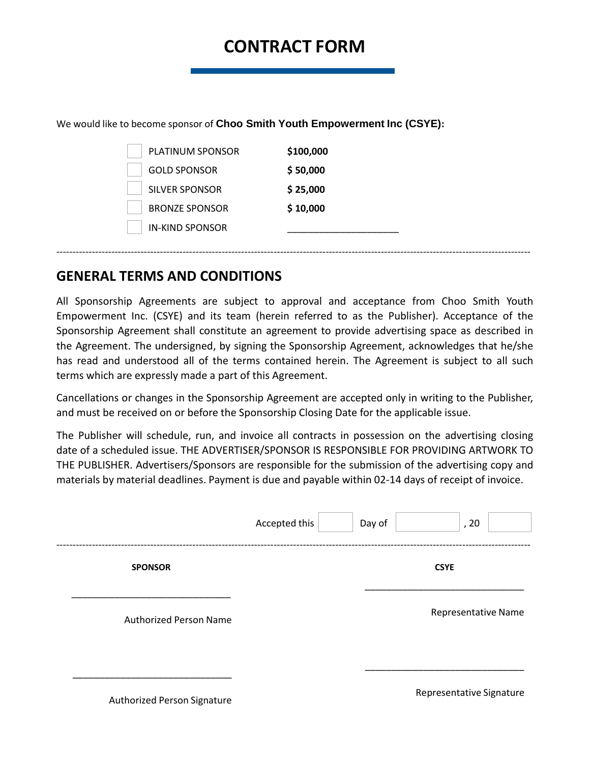# CONTRACT FORM

We would like to become sponsor of **Choo Smith Youth Empowerment Inc (CSYE):**

| | | |
|---|---|---|
| ☐ | PLATINUM SPONSOR | **$100,000** |
| ☐ | GOLD SPONSOR | **$ 50,000** |
| ☐ | SILVER SPONSOR | **$ 25,000** |
| ☐ | BRONZE SPONSOR | **$ 10,000** |
| ☐ | IN-KIND SPONSOR | ____________________ |

---

## GENERAL TERMS AND CONDITIONS

All Sponsorship Agreements are subject to approval and acceptance from Choo Smith Youth Empowerment Inc. (CSYE) and its team (herein referred to as the Publisher). Acceptance of the Sponsorship Agreement shall constitute an agreement to provide advertising space as described in the Agreement. The undersigned, by signing the Sponsorship Agreement, acknowledges that he/she has read and understood all of the terms contained herein. The Agreement is subject to all such terms which are expressly made a part of this Agreement.

Cancellations or changes in the Sponsorship Agreement are accepted only in writing to the Publisher, and must be received on or before the Sponsorship Closing Date for the applicable issue.

The Publisher will schedule, run, and invoice all contracts in possession on the advertising closing date of a scheduled issue. THE ADVERTISER/SPONSOR IS RESPONSIBLE FOR PROVIDING ARTWORK TO THE PUBLISHER. Advertisers/Sponsors are responsible for the submission of the advertising copy and materials by material deadlines. Payment is due and payable within 02-14 days of receipt of invoice.

Accepted this ______ Day of ____________, 20 ______

---

| **SPONSOR** | **CSYE** |
|---|---|
| ______________________________ | ______________________________ |
| Authorized Person Name | Representative Name |
| ______________________________ | ______________________________ |
| Authorized Person Signature | Representative Signature |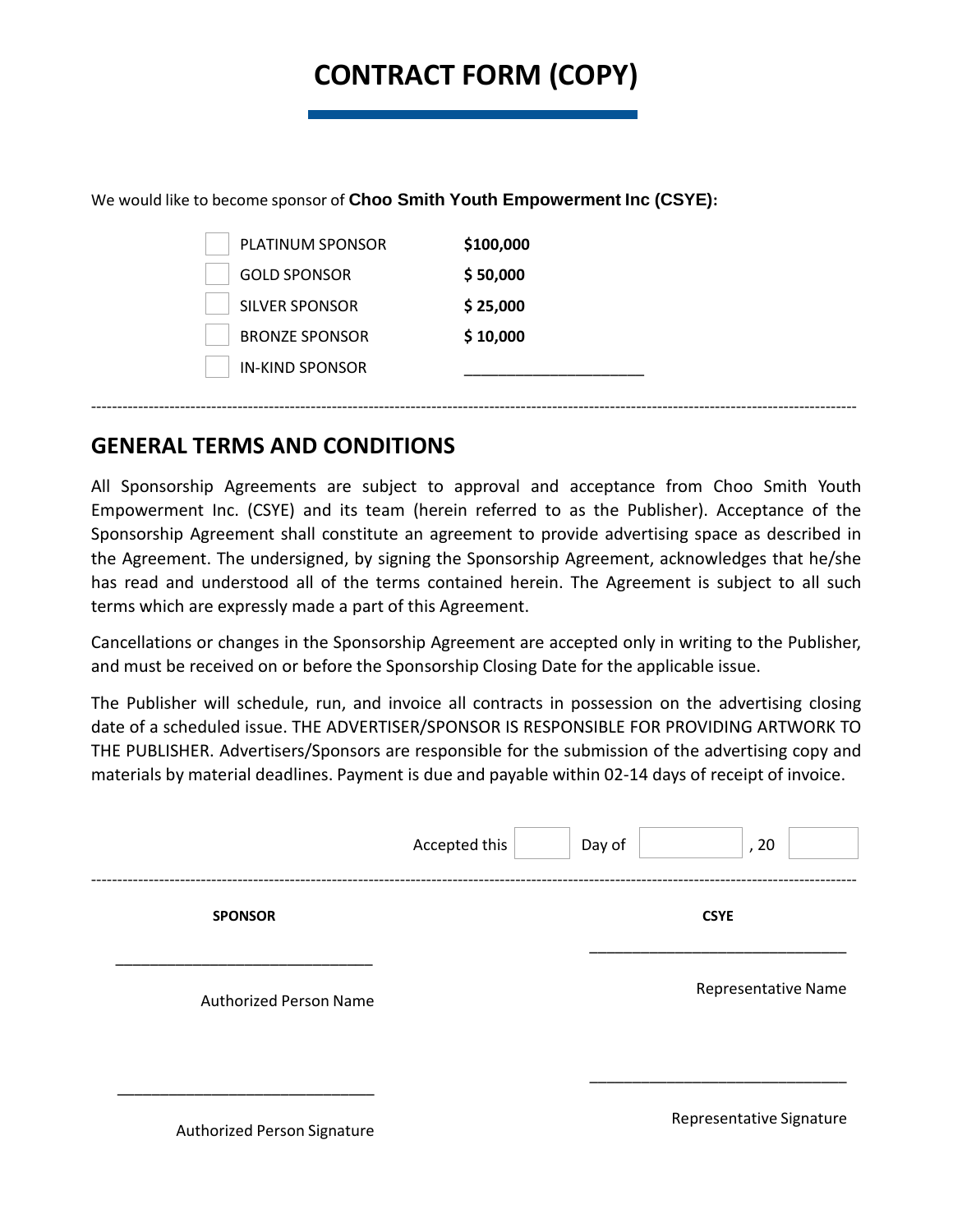# CONTRACT FORM (COPY)

We would like to become sponsor of **Choo Smith Youth Empowerment Inc (CSYE):**

| | | |
|---|---|---|
| ☐ | PLATINUM SPONSOR | **$100,000** |
| ☐ | GOLD SPONSOR | **$ 50,000** |
| ☐ | SILVER SPONSOR | **$ 25,000** |
| ☐ | BRONZE SPONSOR | **$ 10,000** |
| ☐ | IN-KIND SPONSOR | ____________________ |

---

## GENERAL TERMS AND CONDITIONS

All Sponsorship Agreements are subject to approval and acceptance from Choo Smith Youth Empowerment Inc. (CSYE) and its team (herein referred to as the Publisher). Acceptance of the Sponsorship Agreement shall constitute an agreement to provide advertising space as described in the Agreement. The undersigned, by signing the Sponsorship Agreement, acknowledges that he/she has read and understood all of the terms contained herein. The Agreement is subject to all such terms which are expressly made a part of this Agreement.

Cancellations or changes in the Sponsorship Agreement are accepted only in writing to the Publisher, and must be received on or before the Sponsorship Closing Date for the applicable issue.

The Publisher will schedule, run, and invoice all contracts in possession on the advertising closing date of a scheduled issue. THE ADVERTISER/SPONSOR IS RESPONSIBLE FOR PROVIDING ARTWORK TO THE PUBLISHER. Advertisers/Sponsors are responsible for the submission of the advertising copy and materials by material deadlines. Payment is due and payable within 02-14 days of receipt of invoice.

Accepted this ______ Day of ____________ , 20 ______

---

| **SPONSOR** | **CSYE** |
|---|---|
| ______________________________ | ______________________________ |
| Authorized Person Name | Representative Name |
| ______________________________ | ______________________________ |
| Authorized Person Signature | Representative Signature |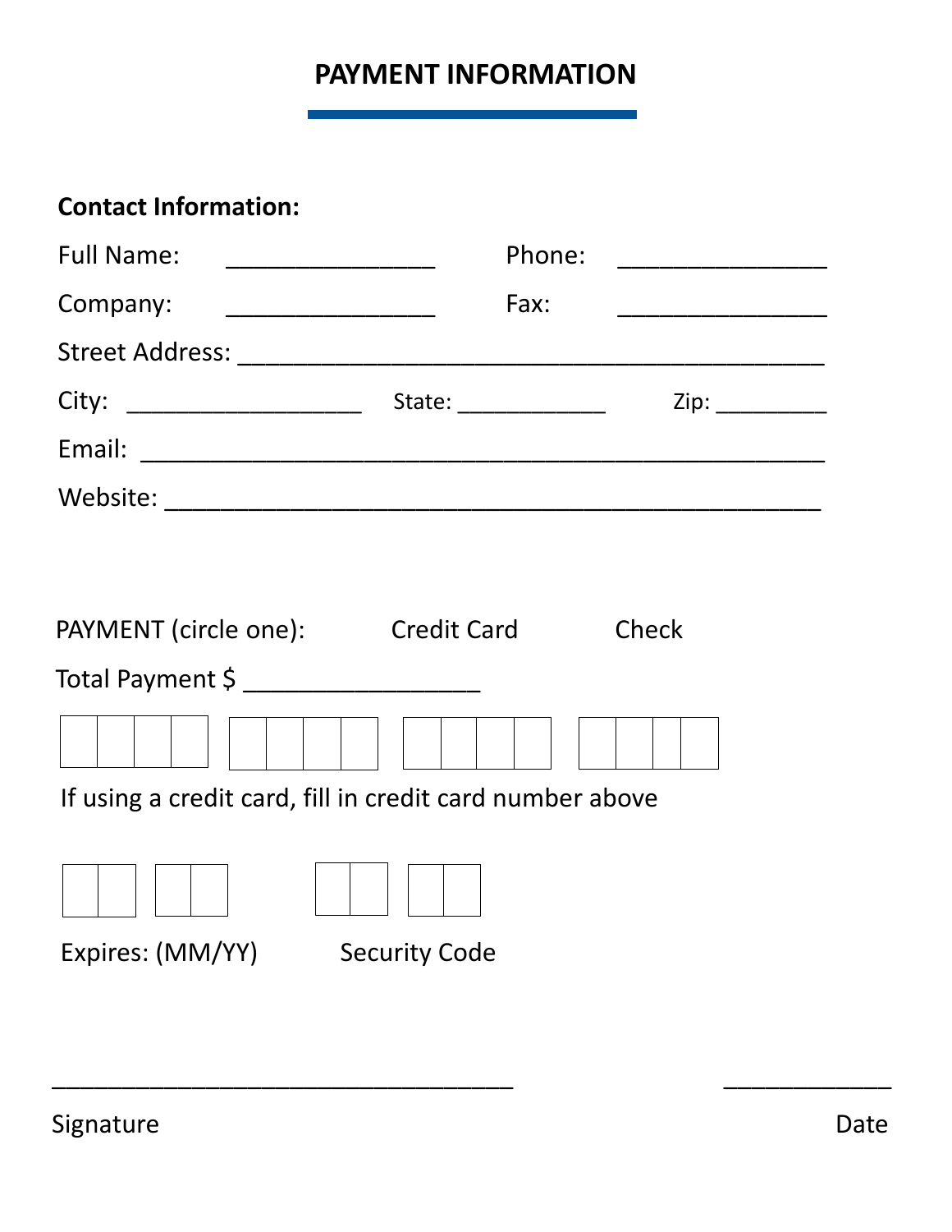# PAYMENT INFORMATION

**Contact Information:**

Full Name: ________________ Phone: ________________

Company: ________________ Fax: ________________

Street Address: ______________________________________________

City: __________________ State: ____________ Zip: _________

Email: ____________________________________________________

Website: __________________________________________________

PAYMENT (circle one): Credit Card Check

Total Payment $ __________________

| | | | | | | | | | | | | | | | |
|---|---|---|---|---|---|---|---|---|---|---|---|---|---|---|---|

If using a credit card, fill in credit card number above

| | | | |
|---|---|---|---|

Expires: (MM/YY)

| | | | |
|---|---|---|---|

Security Code

____________________________________ _____________

Signature Date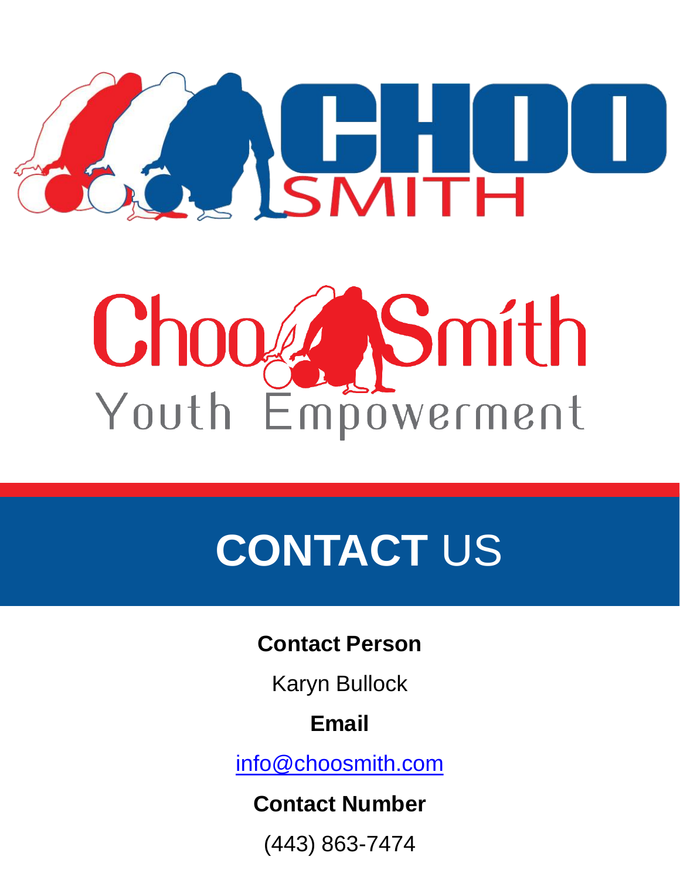CHOO SMITH

Choo Smith

Youth Empowerment

# CONTACT US

**Contact Person**

Karyn Bullock

**Email**

info@choosmith.com

**Contact Number**

(443) 863-7474